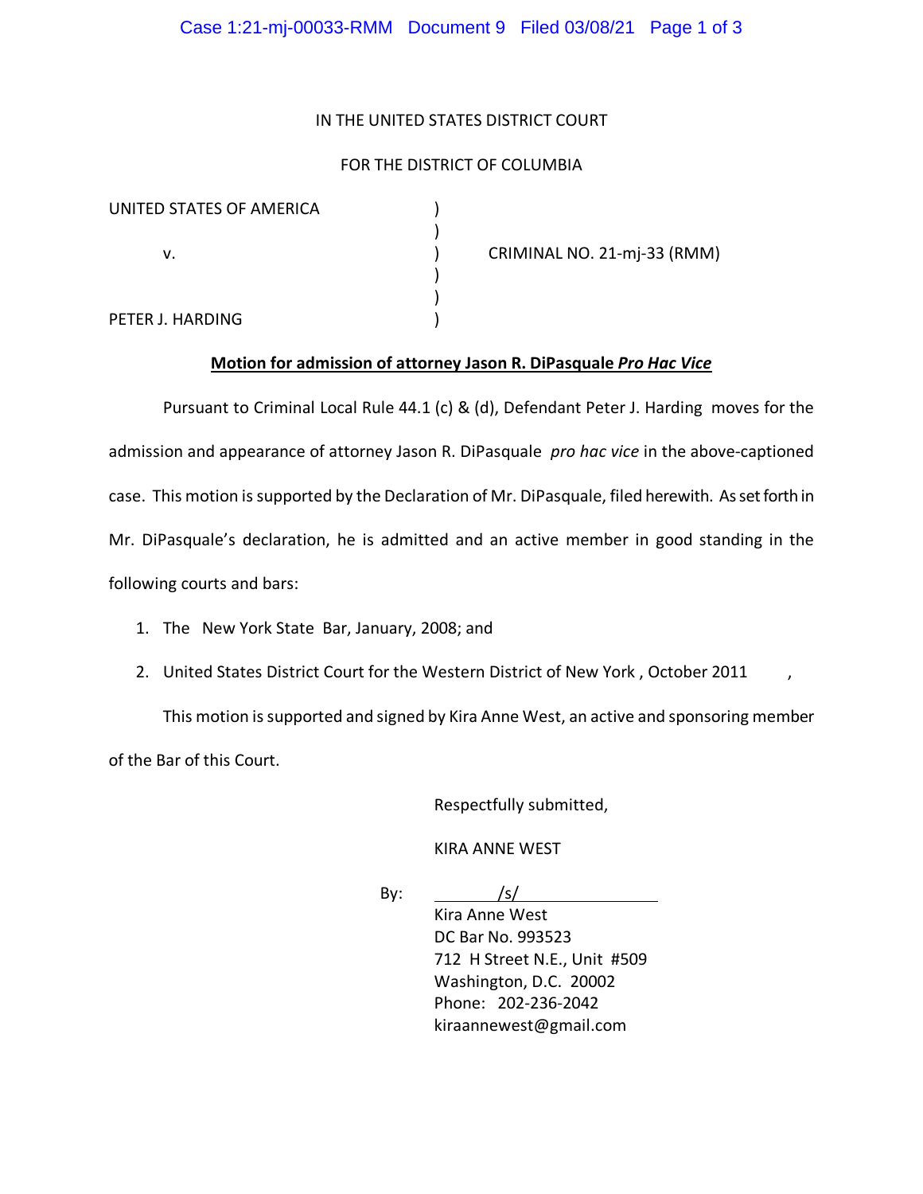IN THE UNITED STATES DISTRICT COURT

FOR THE DISTRICT OF COLUMBIA

| | | |
|---|---|---|
| UNITED STATES OF AMERICA | ) | |
| | ) | |
| v. | ) | CRIMINAL NO. 21-mj-33 (RMM) |
| | ) | |
| | ) | |
| PETER J. HARDING | ) | |

**Motion for admission of attorney Jason R. DiPasquale *Pro Hac Vice***

Pursuant to Criminal Local Rule 44.1 (c) & (d), Defendant Peter J. Harding moves for the admission and appearance of attorney Jason R. DiPasquale *pro hac vice* in the above-captioned case. This motion is supported by the Declaration of Mr. DiPasquale, filed herewith. As set forth in Mr. DiPasquale's declaration, he is admitted and an active member in good standing in the following courts and bars:

1. The New York State Bar, January, 2008; and
2. United States District Court for the Western District of New York , October 2011 ,

This motion is supported and signed by Kira Anne West, an active and sponsoring member of the Bar of this Court.

Respectfully submitted,

KIRA ANNE WEST

By: /s/
Kira Anne West
DC Bar No. 993523
712 H Street N.E., Unit #509
Washington, D.C. 20002
Phone: 202-236-2042
kiraannewest@gmail.com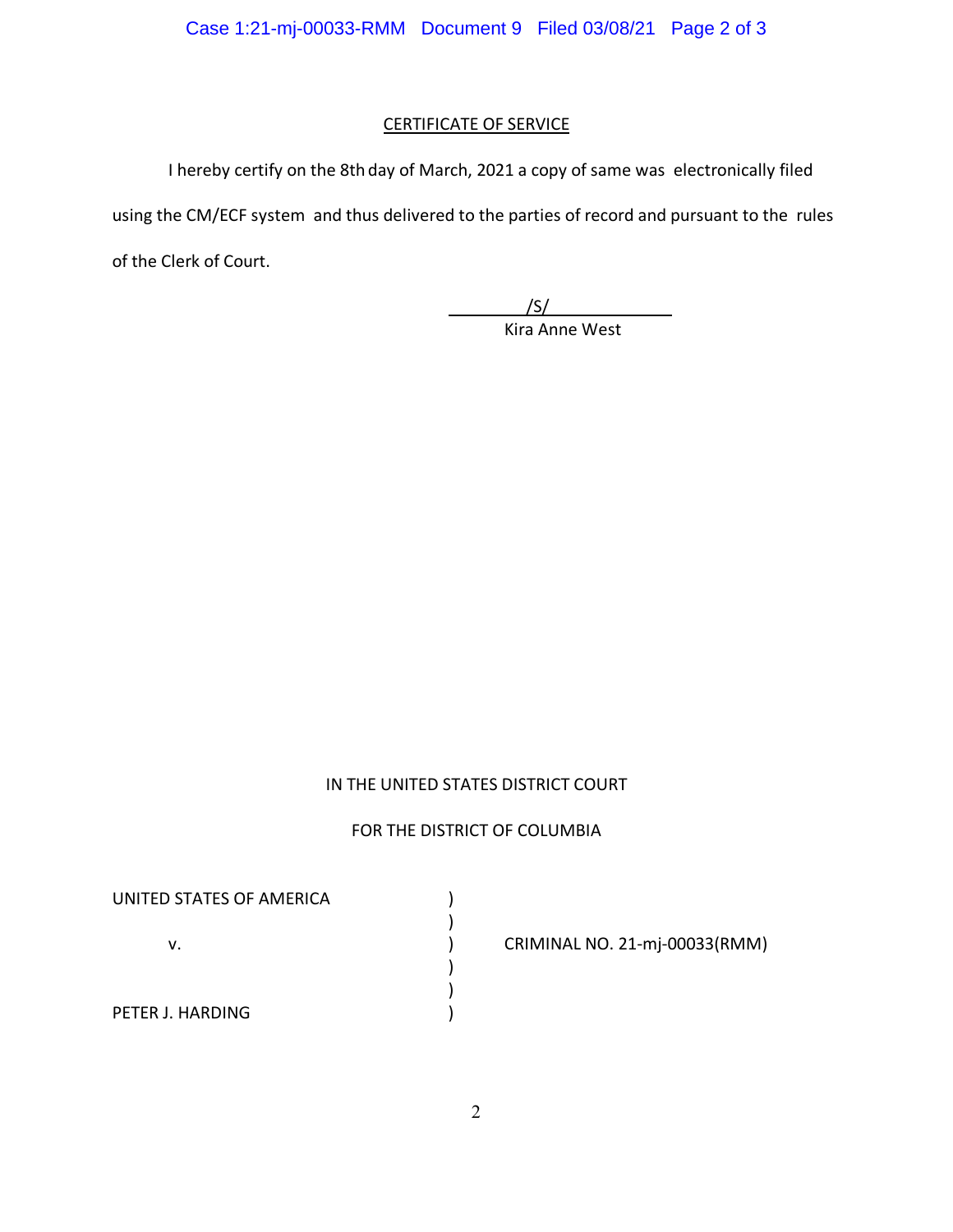## CERTIFICATE OF SERVICE

I hereby certify on the 8th day of March, 2021 a copy of same was electronically filed using the CM/ECF system and thus delivered to the parties of record and pursuant to the rules of the Clerk of Court.

/S/
Kira Anne West

IN THE UNITED STATES DISTRICT COURT

FOR THE DISTRICT OF COLUMBIA

| | | |
|---|---|---|
| UNITED STATES OF AMERICA | ) | |
| | ) | |
| v. | ) | CRIMINAL NO. 21-mj-00033(RMM) |
| | ) | |
| | ) | |
| PETER J. HARDING | ) | |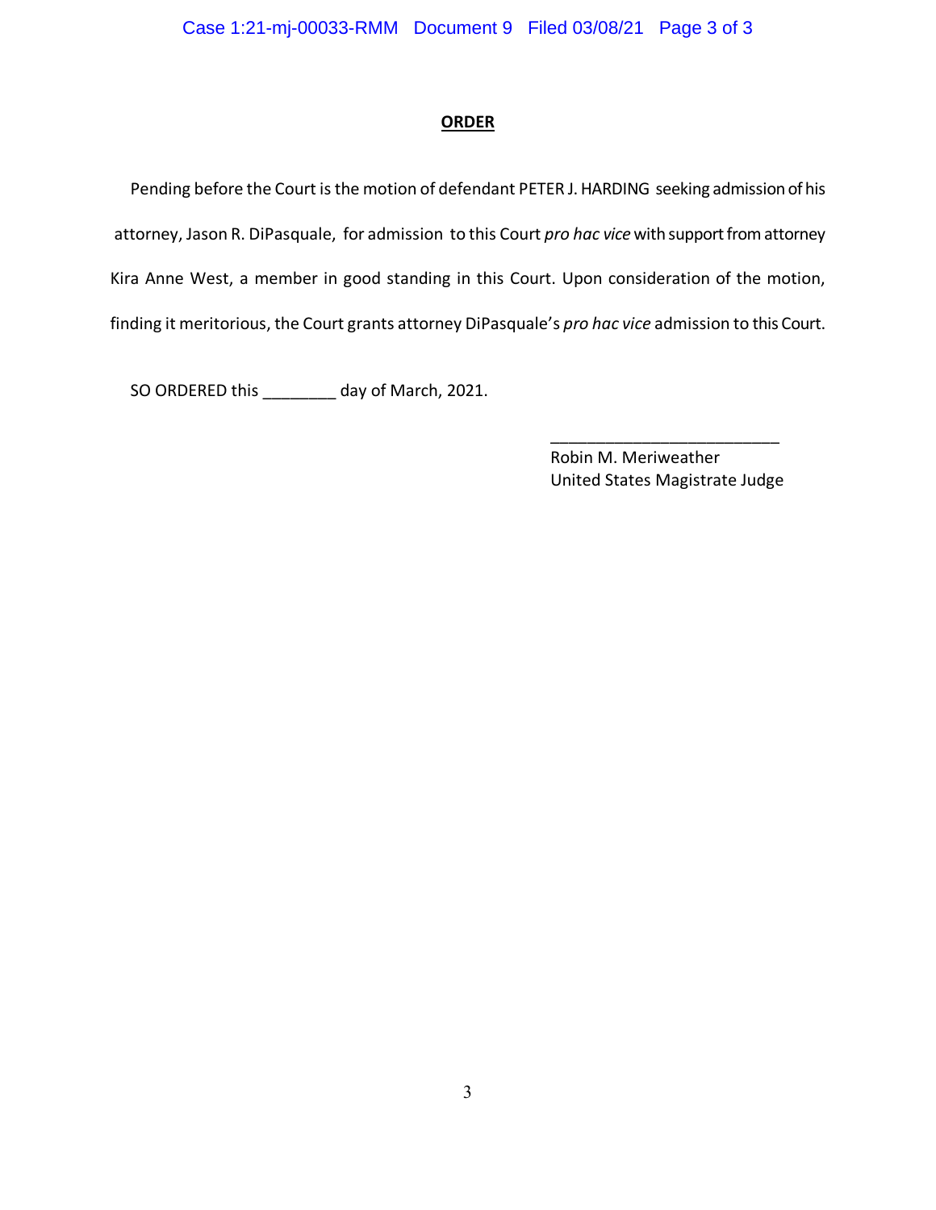**ORDER**

Pending before the Court is the motion of defendant PETER J. HARDING seeking admission of his attorney, Jason R. DiPasquale, for admission to this Court *pro hac vice* with support from attorney Kira Anne West, a member in good standing in this Court. Upon consideration of the motion, finding it meritorious, the Court grants attorney DiPasquale's *pro hac vice* admission to this Court.

SO ORDERED this ________ day of March, 2021.

\_\_\_\_\_\_\_\_\_\_\_\_\_\_\_\_\_\_\_\_\_\_\_\_\_\_
Robin M. Meriweather
United States Magistrate Judge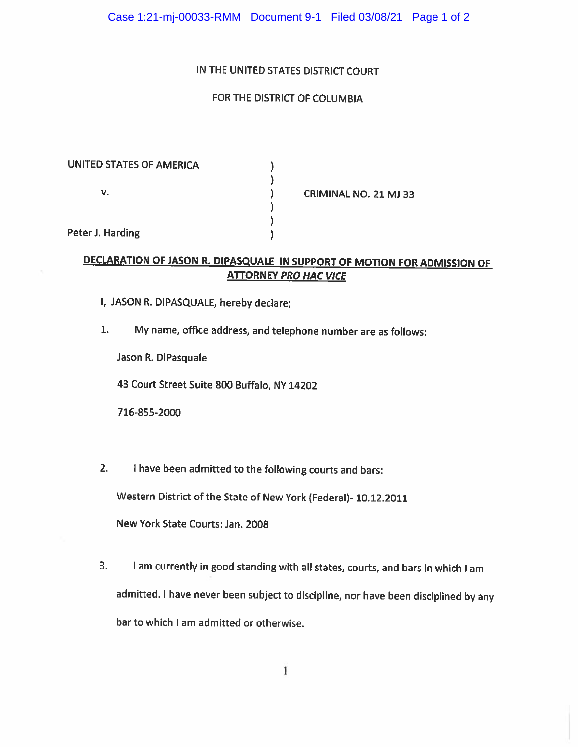IN THE UNITED STATES DISTRICT COURT

FOR THE DISTRICT OF COLUMBIA

| | | |
|---|---|---|
| UNITED STATES OF AMERICA | ) | |
| | ) | |
| v. | ) | CRIMINAL NO. 21 MJ 33 |
| | ) | |
| | ) | |
| Peter J. Harding | ) | |

**DECLARATION OF JASON R. DIPASQUALE IN SUPPORT OF MOTION FOR ADMISSION OF ATTORNEY *PRO HAC VICE***

I, JASON R. DIPASQUALE, hereby declare;

1. My name, office address, and telephone number are as follows:

   Jason R. DiPasquale

   43 Court Street Suite 800 Buffalo, NY 14202

   716-855-2000

2. I have been admitted to the following courts and bars:

   Western District of the State of New York (Federal)- 10.12.2011

   New York State Courts: Jan. 2008

3. I am currently in good standing with all states, courts, and bars in which I am admitted. I have never been subject to discipline, nor have been disciplined by any bar to which I am admitted or otherwise.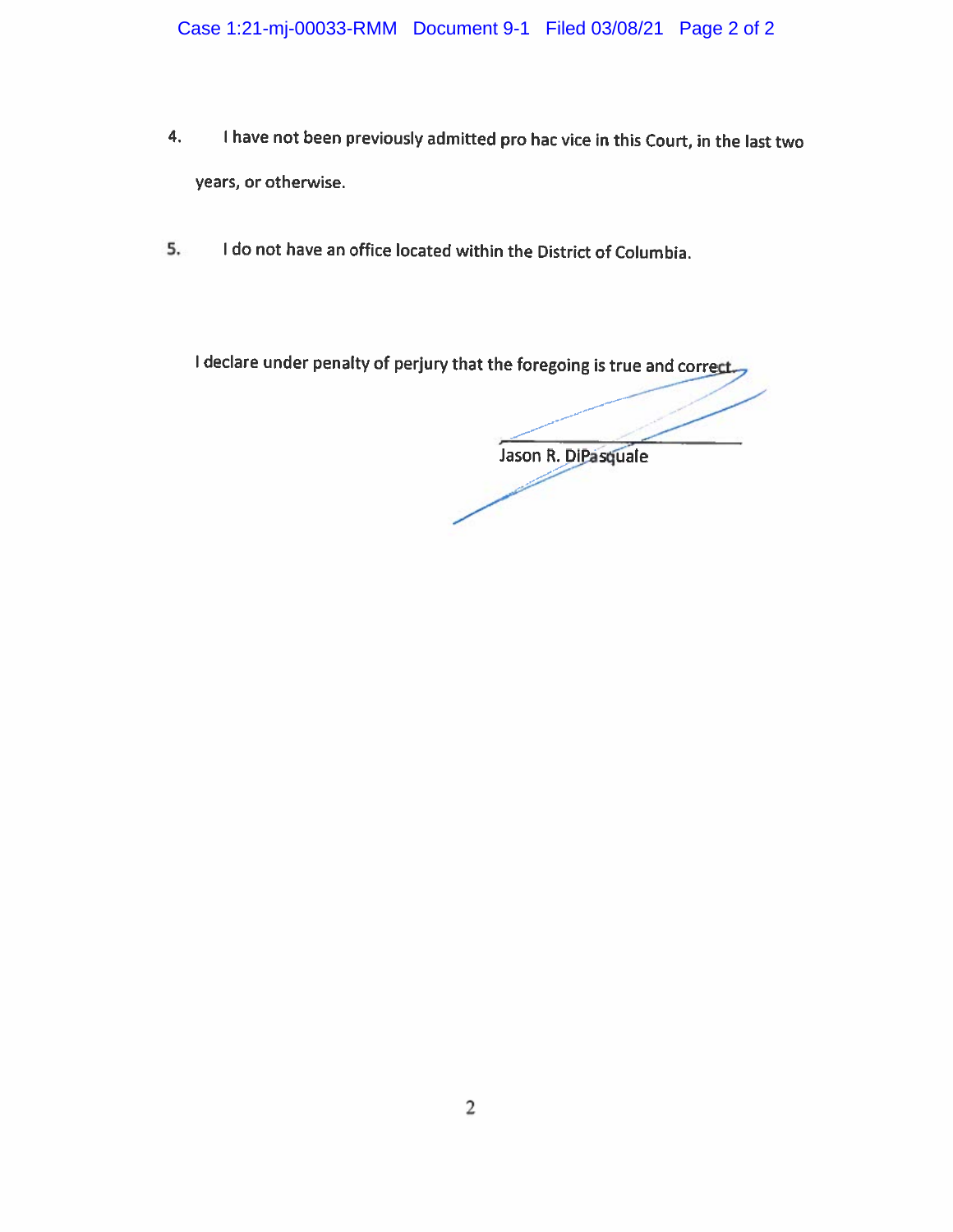4. I have not been previously admitted pro hac vice in this Court, in the last two years, or otherwise.

5. I do not have an office located within the District of Columbia.

I declare under penalty of perjury that the foregoing is true and correct.

Jason R. DiPasquale